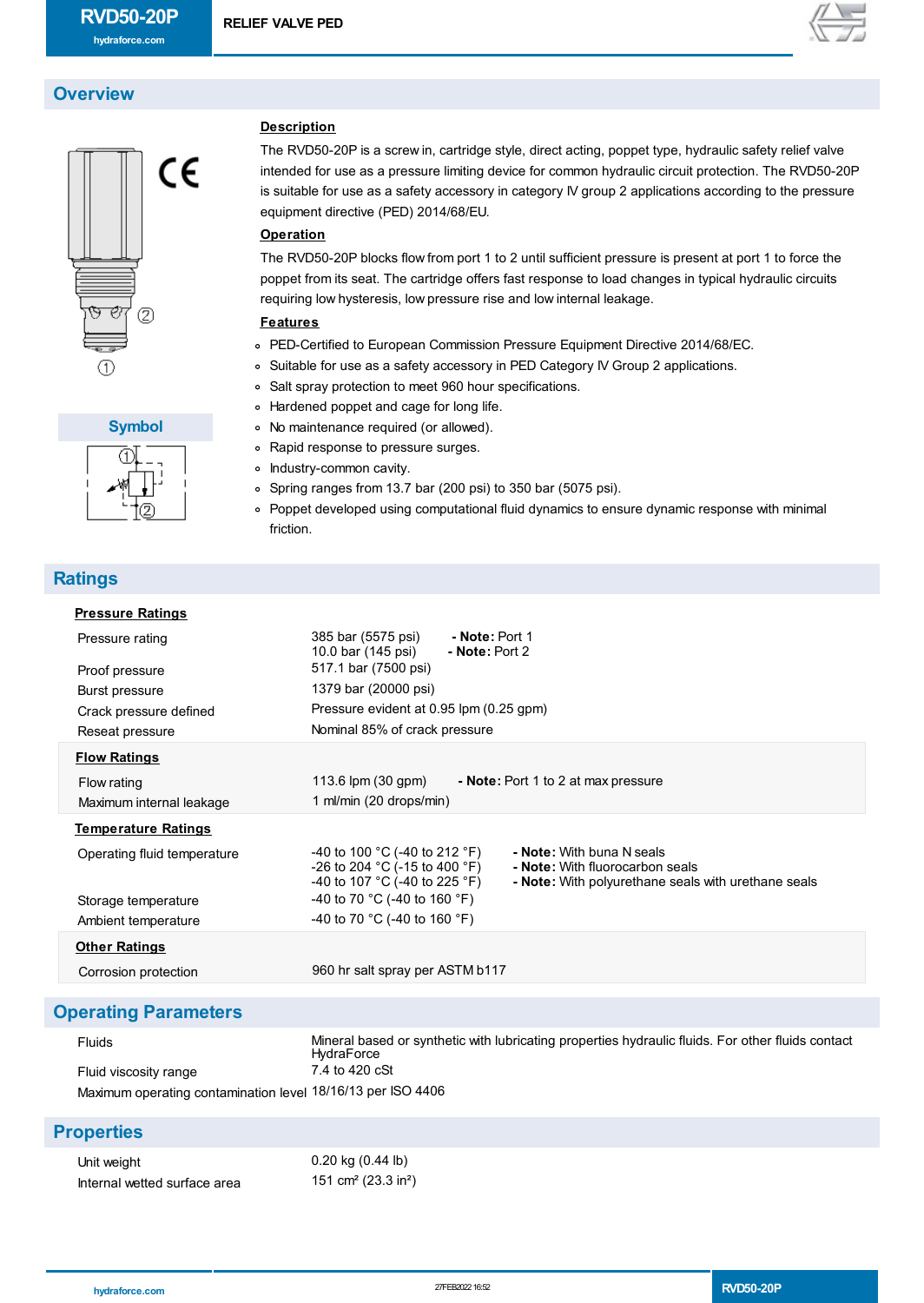# RVD50-20P

RELIEF VALVE PED

## Overview

### Description

The RVD50-20P is a screw in, cartridge style, direct acting, poppet type, hydraulic safety relief valve intended for use as a pressure limiting device for common hydraulic circuit protection. The RVD50-20P is suitable for use as a safety accessory in category IV group 2 applications according to the pressure equipment directive (PED) 2014/68/EU.

### Operation

The RVD50-20P blocks flow from port 1 to 2 until sufficient pressure is present at port 1 to force the poppet from its seat. The cartridge offers fast response to load changes in typical hydraulic circuits requiring low hysteresis, low pressure rise and low internal leakage.

### Features

- PED-Certified to European Commission Pressure Equipment Directive 2014/68/EC.
- Suitable for use as a safety accessory in PED Category IV Group 2 applications.
- Salt spray protection to meet 960 hour specifications.
- Hardened poppet and cage for long life.
- No maintenance required (or allowed).
- Rapid response to pressure surges.
- Industry-common cavity.
- Spring ranges from 13.7 bar (200 psi) to 350 bar (5075 psi).
- Poppet developed using computational fluid dynamics to ensure dynamic response with minimal friction.

### Symbol

## Ratings

### Pressure Ratings

| | | |
|---|---|---|
| Pressure rating | 385 bar (5575 psi) | - **Note:** Port 1 |
| | 10.0 bar (145 psi) | - **Note:** Port 2 |
| Proof pressure | 517.1 bar (7500 psi) | |
| Burst pressure | 1379 bar (20000 psi) | |
| Crack pressure defined | Pressure evident at 0.95 lpm (0.25 gpm) | |
| Reseat pressure | Nominal 85% of crack pressure | |

### Flow Ratings

| | | |
|---|---|---|
| Flow rating | 113.6 lpm (30 gpm) | - **Note:** Port 1 to 2 at max pressure |
| Maximum internal leakage | 1 ml/min (20 drops/min) | |

### Temperature Ratings

| | | |
|---|---|---|
| Operating fluid temperature | -40 to 100 °C (-40 to 212 °F) | - **Note:** With buna N seals |
| | -26 to 204 °C (-15 to 400 °F) | - **Note:** With fluorocarbon seals |
| | -40 to 107 °C (-40 to 225 °F) | - **Note:** With polyurethane seals with urethane seals |
| Storage temperature | -40 to 70 °C (-40 to 160 °F) | |
| Ambient temperature | -40 to 70 °C (-40 to 160 °F) | |

### Other Ratings

| | |
|---|---|
| Corrosion protection | 960 hr salt spray per ASTM b117 |

## Operating Parameters

| | |
|---|---|
| Fluids | Mineral based or synthetic with lubricating properties hydraulic fluids. For other fluids contact HydraForce |
| Fluid viscosity range | 7.4 to 420 cSt |
| Maximum operating contamination level | 18/16/13 per ISO 4406 |

## Properties

| | |
|---|---|
| Unit weight | 0.20 kg (0.44 lb) |
| Internal wetted surface area | 151 cm² (23.3 in²) |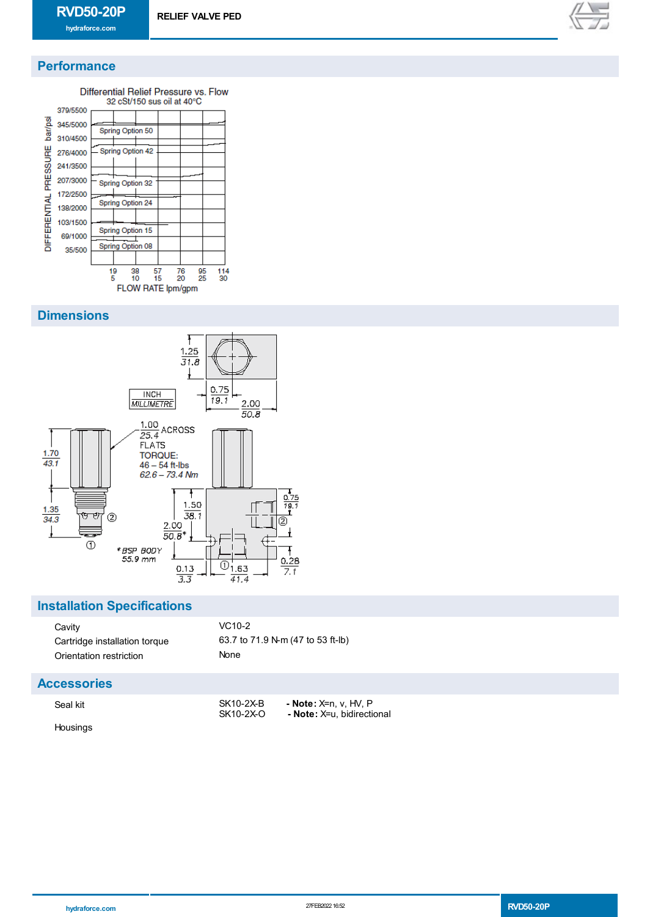## Performance

Differential Relief Pressure vs. Flow
32 cSt/150 sus oil at 40°C

DIFFERENTIAL PRESSURE bar/psi: 379/5500, 345/5000, 310/4500, 276/4000, 241/3500, 207/3000, 172/2500, 138/2000, 103/1500, 69/1000, 35/500

Spring Option 50, Spring Option 42, Spring Option 32, Spring Option 24, Spring Option 15, Spring Option 08

FLOW RATE lpm/gpm: 19/5, 38/10, 57/15, 76/20, 95/25, 114/30

## Dimensions

INCH / MILLIMETRE

1.00 / 25.4 ACROSS FLATS
TORQUE:
46 – 54 ft-lbs
62.6 – 73.4 Nm

1.25 / 31.8; 0.75 / 19.1; 2.00 / 50.8; 1.70 / 43.1; 1.35 / 34.3; 1.50 / 38.1; 2.00 / 50.8*; 0.75 / 19.1; 0.28 / 7.1; 0.13 / 3.3; 1.63 / 41.4

*BSP BODY 55.9 mm

## Installation Specifications

| | |
|---|---|
| Cavity | VC10-2 |
| Cartridge installation torque | 63.7 to 71.9 N-m (47 to 53 ft-lb) |
| Orientation restriction | None |

## Accessories

| | | |
|---|---|---|
| Seal kit | SK10-2X-B | - **Note:** X=n, v, HV, P |
| | SK10-2X-O | - **Note:** X=u, bidirectional |
| Housings | | |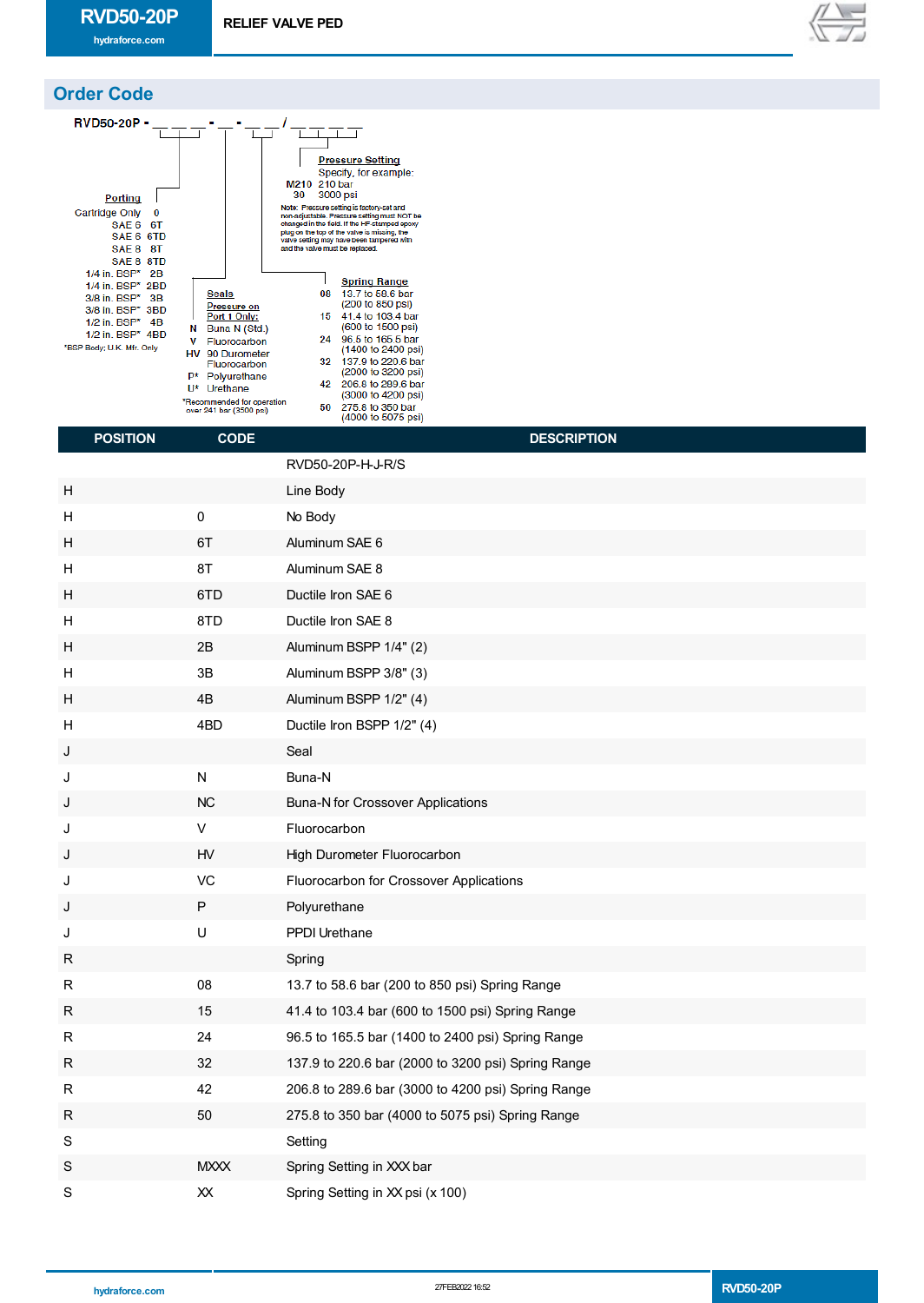## Order Code

RVD50-20P - _ _ _ - _ - _ _ / _ _ _ _

**Porting**

| | |
|---|---|
| Cartridge Only | 0 |
| SAE 6 | 6T |
| SAE 6 | 6TD |
| SAE 8 | 8T |
| SAE 8 | 8TD |
| 1/4 in. BSP* | 2B |
| 1/4 in. BSP* | 2BD |
| 3/8 in. BSP* | 3B |
| 3/8 in. BSP* | 3BD |
| 1/2 in. BSP* | 4B |
| 1/2 in. BSP* | 4BD |

*BSP Body: U.K. Mfr. Only

**Seals**
**Pressure on Port 1 Only:**

| | |
|---|---|
| N | Buna N (Std.) |
| V | Fluorocarbon |
| HV | 90 Durometer Fluorocarbon |
| P* | Polyurethane |
| U* | Urethane |

*Recommended for operation over 241 bar (3500 psi)

**Pressure Setting**

Specify, for example:

| | |
|---|---|
| M210 | 210 bar |
| 30 | 3000 psi |

Note: Pressure setting is factory-set and non-adjustable. Pressure setting must NOT be changed in the field. If the HF stamped epoxy plug on the top of the valve is missing, the valve setting may have been tampered with and the valve must be replaced.

**Spring Range**

| | |
|---|---|
| 08 | 13.7 to 58.6 bar (200 to 850 psi) |
| 15 | 41.4 to 103.4 bar (600 to 1500 psi) |
| 24 | 96.5 to 165.5 bar (1400 to 2400 psi) |
| 32 | 137.9 to 220.6 bar (2000 to 3200 psi) |
| 42 | 206.8 to 289.6 bar (3000 to 4200 psi) |
| 50 | 275.8 to 350 bar (4000 to 5075 psi) |

| POSITION | CODE | DESCRIPTION |
|---|---|---|
| | | RVD50-20P-H-J-R/S |
| H | | Line Body |
| H | 0 | No Body |
| H | 6T | Aluminum SAE 6 |
| H | 8T | Aluminum SAE 8 |
| H | 6TD | Ductile Iron SAE 6 |
| H | 8TD | Ductile Iron SAE 8 |
| H | 2B | Aluminum BSPP 1/4" (2) |
| H | 3B | Aluminum BSPP 3/8" (3) |
| H | 4B | Aluminum BSPP 1/2" (4) |
| H | 4BD | Ductile Iron BSPP 1/2" (4) |
| J | | Seal |
| J | N | Buna-N |
| J | NC | Buna-N for Crossover Applications |
| J | V | Fluorocarbon |
| J | HV | High Durometer Fluorocarbon |
| J | VC | Fluorocarbon for Crossover Applications |
| J | P | Polyurethane |
| J | U | PPDI Urethane |
| R | | Spring |
| R | 08 | 13.7 to 58.6 bar (200 to 850 psi) Spring Range |
| R | 15 | 41.4 to 103.4 bar (600 to 1500 psi) Spring Range |
| R | 24 | 96.5 to 165.5 bar (1400 to 2400 psi) Spring Range |
| R | 32 | 137.9 to 220.6 bar (2000 to 3200 psi) Spring Range |
| R | 42 | 206.8 to 289.6 bar (3000 to 4200 psi) Spring Range |
| R | 50 | 275.8 to 350 bar (4000 to 5075 psi) Spring Range |
| S | | Setting |
| S | MXXX | Spring Setting in XXX bar |
| S | XX | Spring Setting in XX psi (x 100) |

27FEB2022 16:52